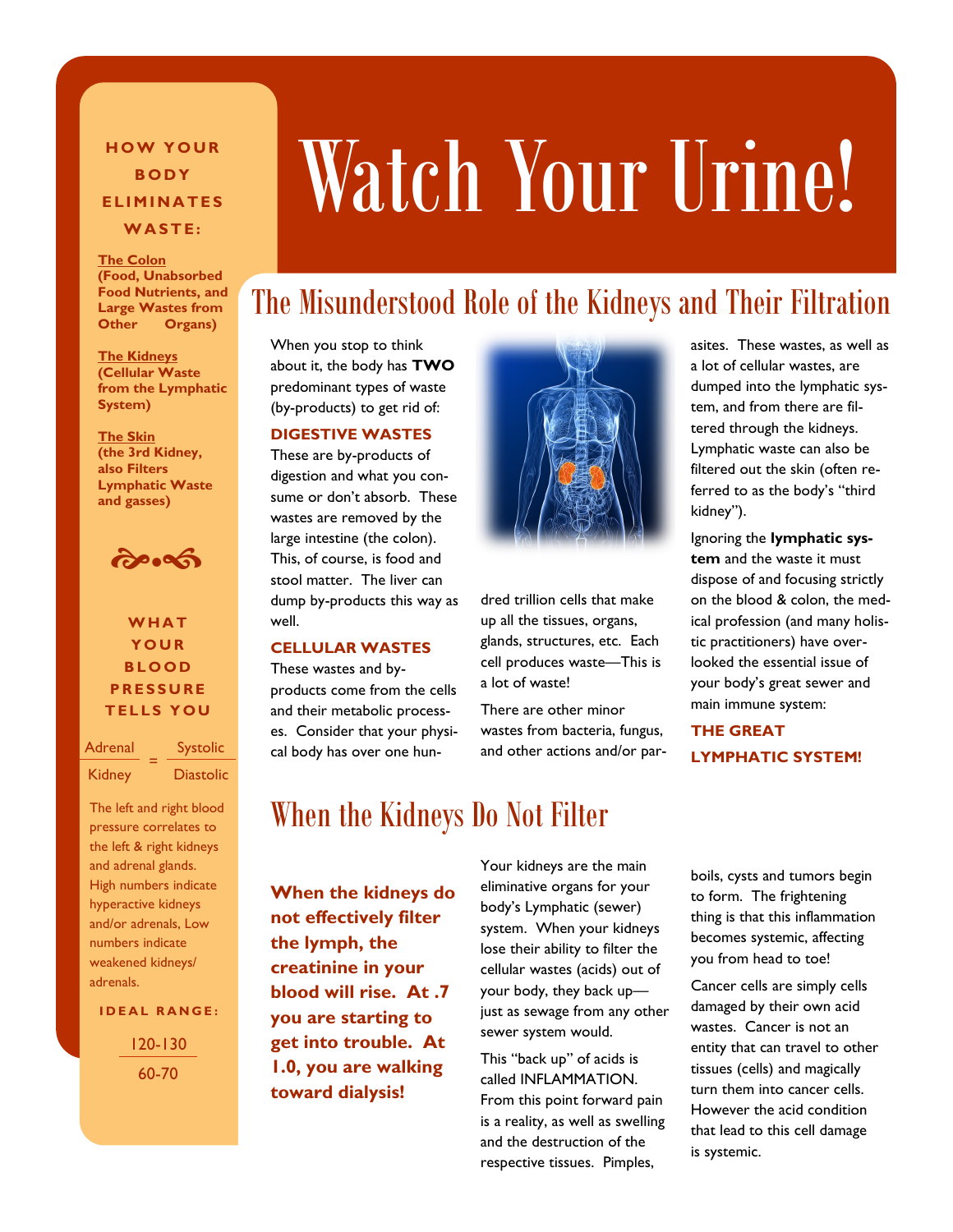# Watch Your Urine!

## The Misunderstood Role of the Kidneys and Their Filtration

When you stop to think about it, the body has **TWO** predominant types of waste (by-products) to get rid of:

**DIGESTIVE WASTES**

These are by-products of digestion and what you consume or don't absorb. These wastes are removed by the large intestine (the colon). This, of course, is food and stool matter. The liver can dump by-products this way as well.

**CELLULAR WASTES**

These wastes and by-products come from the cells and their metabolic processes. Consider that your physical body has over one hundred trillion cells that make up all the tissues, organs, glands, structures, etc. Each cell produces waste—This is a lot of waste!

There are other minor wastes from bacteria, fungus, and other actions and/or parasites. These wastes, as well as a lot of cellular wastes, are dumped into the lymphatic system, and from there are filtered through the kidneys. Lymphatic waste can also be filtered out the skin (often referred to as the body's "third kidney").

Ignoring the **lymphatic system** and the waste it must dispose of and focusing strictly on the blood & colon, the medical profession (and many holistic practitioners) have overlooked the essential issue of your body's great sewer and main immune system:

**THE GREAT LYMPHATIC SYSTEM!**

## When the Kidneys Do Not Filter

**When the kidneys do not effectively filter the lymph, the creatinine in your blood will rise. At .7 you are starting to get into trouble. At 1.0, you are walking toward dialysis!**

Your kidneys are the main eliminative organs for your body's Lymphatic (sewer) system. When your kidneys lose their ability to filter the cellular wastes (acids) out of your body, they back up—just as sewage from any other sewer system would.

This "back up" of acids is called INFLAMMATION. From this point forward pain is a reality, as well as swelling and the destruction of the respective tissues. Pimples, boils, cysts and tumors begin to form. The frightening thing is that this inflammation becomes systemic, affecting you from head to toe!

Cancer cells are simply cells damaged by their own acid wastes. Cancer is not an entity that can travel to other tissues (cells) and magically turn them into cancer cells. However the acid condition that lead to this cell damage is systemic.

### HOW YOUR BODY ELIMINATES WASTE:

**The Colon**
**(Food, Unabsorbed Food Nutrients, and Large Wastes from Other Organs)**

**The Kidneys**
**(Cellular Waste from the Lymphatic System)**

**The Skin**
**(the 3rd Kidney, also Filters Lymphatic Waste and gasses)**

### WHAT YOUR BLOOD PRESSURE TELLS YOU

$$\frac{\text{Adrenal}}{\text{Kidney}} = \frac{\text{Systolic}}{\text{Diastolic}}$$

The left and right blood pressure correlates to the left & right kidneys and adrenal glands. High numbers indicate hyperactive kidneys and/or adrenals, Low numbers indicate weakened kidneys/adrenals.

**IDEAL RANGE:**

$$\frac{120\text{-}130}{60\text{-}70}$$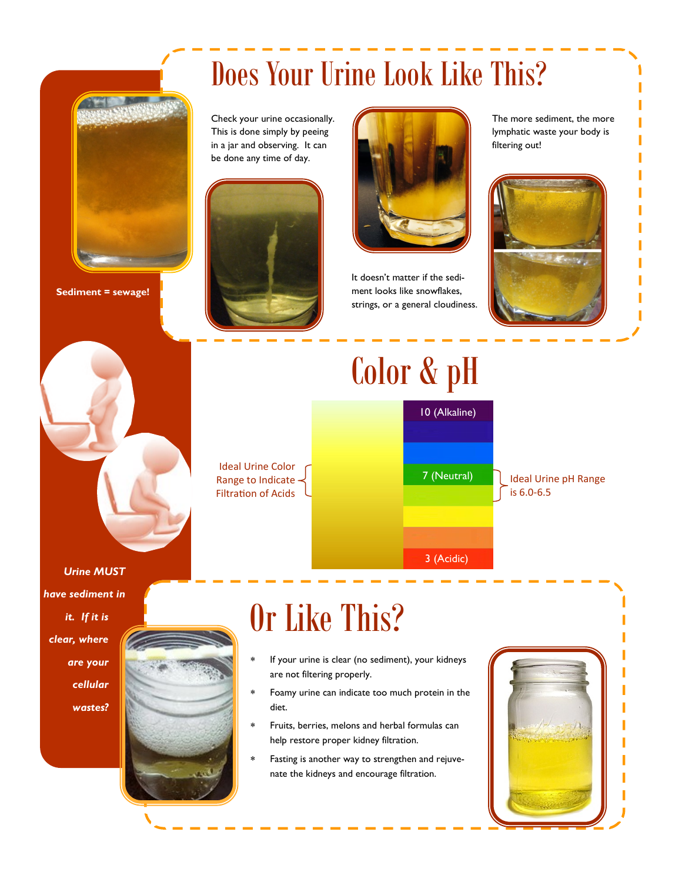# Does Your Urine Look Like This?

Check your urine occasionally. This is done simply by peeing in a jar and observing. It can be done any time of day.

The more sediment, the more lymphatic waste your body is filtering out!

It doesn't matter if the sediment looks like snowflakes, strings, or a general cloudiness.

**Sediment = sewage!**

## Color & pH

10 (Alkaline)

7 (Neutral)

3 (Acidic)

Ideal Urine Color Range to Indicate Filtration of Acids

Ideal Urine pH Range is 6.0-6.5

***Urine MUST have sediment in it. If it is clear, where are your cellular wastes?***

# Or Like This?

- If your urine is clear (no sediment), your kidneys are not filtering properly.
- Foamy urine can indicate too much protein in the diet.
- Fruits, berries, melons and herbal formulas can help restore proper kidney filtration.
- Fasting is another way to strengthen and rejuvenate the kidneys and encourage filtration.